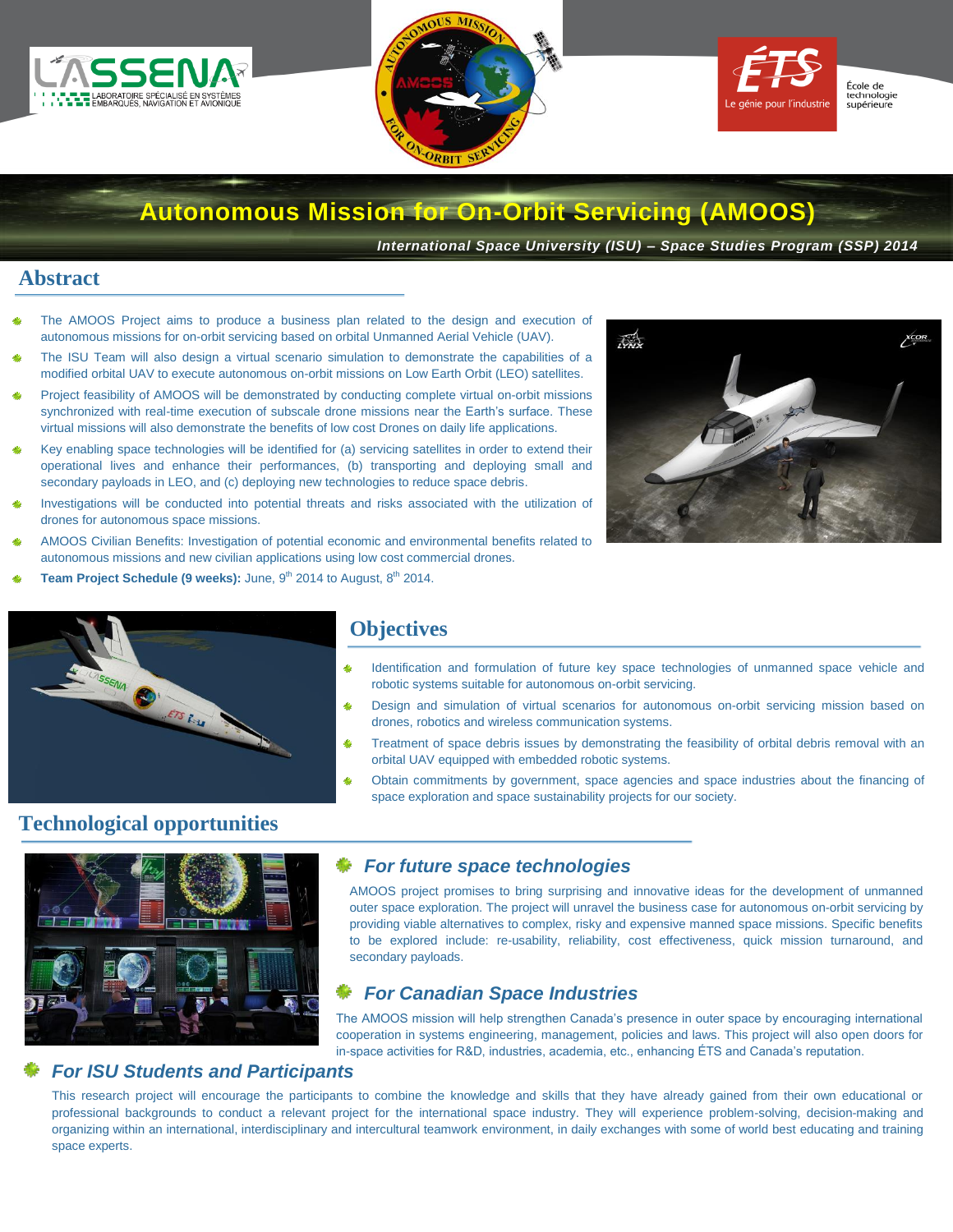# Autonomous Mission for On-Orbit Servicing (AMOOS)

***International Space University (ISU) – Space Studies Program (SSP) 2014***

## Abstract

- The AMOOS Project aims to produce a business plan related to the design and execution of autonomous missions for on-orbit servicing based on orbital Unmanned Aerial Vehicle (UAV).
- The ISU Team will also design a virtual scenario simulation to demonstrate the capabilities of a modified orbital UAV to execute autonomous on-orbit missions on Low Earth Orbit (LEO) satellites.
- Project feasibility of AMOOS will be demonstrated by conducting complete virtual on-orbit missions synchronized with real-time execution of subscale drone missions near the Earth's surface. These virtual missions will also demonstrate the benefits of low cost Drones on daily life applications.
- Key enabling space technologies will be identified for (a) servicing satellites in order to extend their operational lives and enhance their performances, (b) transporting and deploying small and secondary payloads in LEO, and (c) deploying new technologies to reduce space debris.
- Investigations will be conducted into potential threats and risks associated with the utilization of drones for autonomous space missions.
- AMOOS Civilian Benefits: Investigation of potential economic and environmental benefits related to autonomous missions and new civilian applications using low cost commercial drones.
- **Team Project Schedule (9 weeks):** June, 9th 2014 to August, 8th 2014.

## Objectives

- Identification and formulation of future key space technologies of unmanned space vehicle and robotic systems suitable for autonomous on-orbit servicing.
- Design and simulation of virtual scenarios for autonomous on-orbit servicing mission based on drones, robotics and wireless communication systems.
- Treatment of space debris issues by demonstrating the feasibility of orbital debris removal with an orbital UAV equipped with embedded robotic systems.
- Obtain commitments by government, space agencies and space industries about the financing of space exploration and space sustainability projects for our society.

## Technological opportunities

### *For future space technologies*

AMOOS project promises to bring surprising and innovative ideas for the development of unmanned outer space exploration. The project will unravel the business case for autonomous on-orbit servicing by providing viable alternatives to complex, risky and expensive manned space missions. Specific benefits to be explored include: re-usability, reliability, cost effectiveness, quick mission turnaround, and secondary payloads.

### *For Canadian Space Industries*

The AMOOS mission will help strengthen Canada's presence in outer space by encouraging international cooperation in systems engineering, management, policies and laws. This project will also open doors for in-space activities for R&D, industries, academia, etc., enhancing ÉTS and Canada's reputation.

### *For ISU Students and Participants*

This research project will encourage the participants to combine the knowledge and skills that they have already gained from their own educational or professional backgrounds to conduct a relevant project for the international space industry. They will experience problem-solving, decision-making and organizing within an international, interdisciplinary and intercultural teamwork environment, in daily exchanges with some of world best educating and training space experts.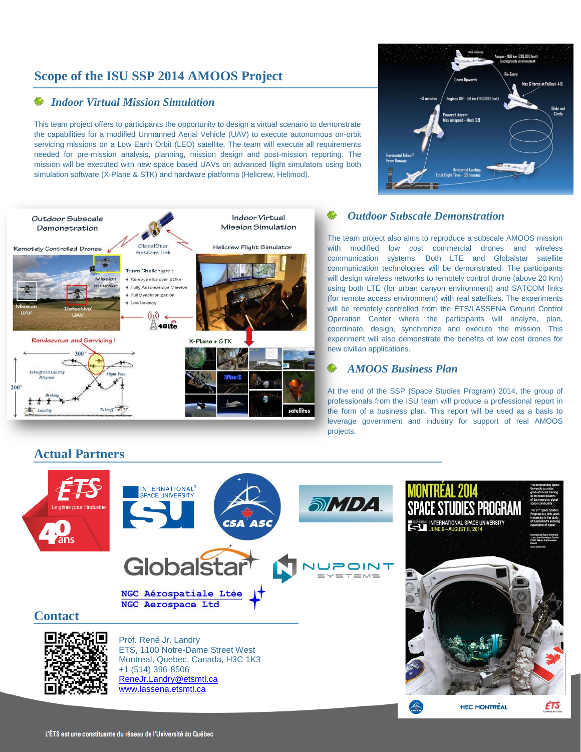## Scope of the ISU SSP 2014 AMOOS Project

### *Indoor Virtual Mission Simulation*

This team project offers to participants the opportunity to design a virtual scenario to demonstrate the capabilities for a modified Unmanned Aerial Vehicle (UAV) to execute autonomous on-orbit servicing missions on a Low Earth Orbit (LEO) satellite. The team will execute all requirements needed for pre-mission analysis, planning, mission design and post-mission reporting. The mission will be executed with new space based UAVs on advanced flight simulators using both simulation software (X-Plane & STK) and hardware platforms (Helicrew, Helimod).

### *Outdoor Subscale Demonstration*

The team project also aims to reproduce a subscale AMOOS mission with modified low cost commercial drones and wireless communication systems. Both LTE and Globalstar satellite communication technologies will be demonstrated. The participants will design wireless networks to remotely control drone (above 20 Km) using both LTE (for urban canyon environment) and SATCOM links (for remote access environment) with real satellites. The experiments will be remotely controlled from the ÉTS/LASSENA Ground Control Operation Center where the participants will analyze, plan, coordinate, design, synchronize and execute the mission. This experiment will also demonstrate the benefits of low cost drones for new civilian applications.

### *AMOOS Business Plan*

At the end of the SSP (Space Studies Program) 2014, the group of professionals from the ISU team will produce a professional report in the form of a business plan. This report will be used as a basis to leverage government and industry for support of real AMOOS projects.

## Actual Partners

ÉTS — Le génie pour l'industrie — 40 ans

International Space University (ISU)

CSA ASC

MDA

Globalstar

NUPOINT SYSTEMS

NGC Aérospatiale Ltée / NGC Aerospace Ltd

MONTRÉAL 2014 SPACE STUDIES PROGRAM — INTERNATIONAL SPACE UNIVERSITY — JUNE 9 – AUGUST 8, 2014

HEC MONTRÉAL

## Contact

Prof. René Jr. Landry
ETS, 1100 Notre-Dame Street West
Montreal, Quebec, Canada, H3C 1K3
+1 (514) 396-8506
ReneJr.Landry@etsmtl.ca
www.lassena.etsmtl.ca

L'ÉTS est une constituante du réseau de l'Université du Québec